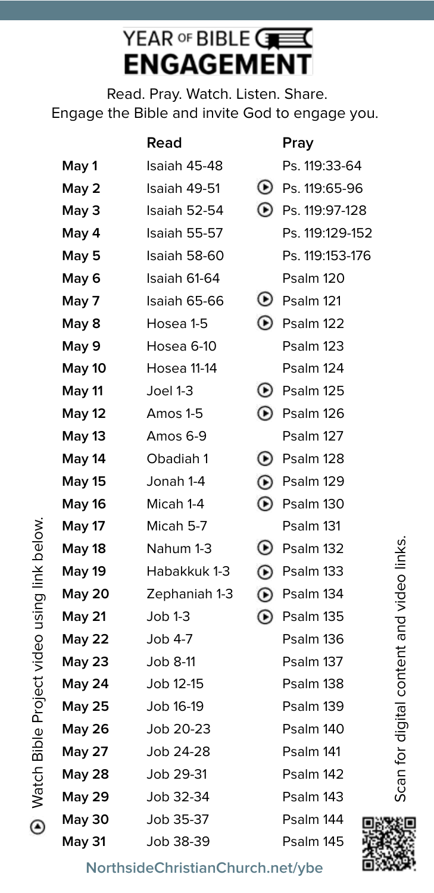# YEAR OF BIBLE ENGAGEMENT

Read. Pray. Watch. Listen. Share.
Engage the Bible and invite God to engage you.

| | Read | | Pray |
|---|---|---|---|
| **May 1** | Isaiah 45-48 | | Ps. 119:33-64 |
| **May 2** | Isaiah 49-51 | ⊙ | Ps. 119:65-96 |
| **May 3** | Isaiah 52-54 | ⊙ | Ps. 119:97-128 |
| **May 4** | Isaiah 55-57 | | Ps. 119:129-152 |
| **May 5** | Isaiah 58-60 | | Ps. 119:153-176 |
| **May 6** | Isaiah 61-64 | | Psalm 120 |
| **May 7** | Isaiah 65-66 | ⊙ | Psalm 121 |
| **May 8** | Hosea 1-5 | ⊙ | Psalm 122 |
| **May 9** | Hosea 6-10 | | Psalm 123 |
| **May 10** | Hosea 11-14 | | Psalm 124 |
| **May 11** | Joel 1-3 | ⊙ | Psalm 125 |
| **May 12** | Amos 1-5 | ⊙ | Psalm 126 |
| **May 13** | Amos 6-9 | | Psalm 127 |
| **May 14** | Obadiah 1 | ⊙ | Psalm 128 |
| **May 15** | Jonah 1-4 | ⊙ | Psalm 129 |
| **May 16** | Micah 1-4 | ⊙ | Psalm 130 |
| **May 17** | Micah 5-7 | | Psalm 131 |
| **May 18** | Nahum 1-3 | ⊙ | Psalm 132 |
| **May 19** | Habakkuk 1-3 | ⊙ | Psalm 133 |
| **May 20** | Zephaniah 1-3 | ⊙ | Psalm 134 |
| **May 21** | Job 1-3 | ⊙ | Psalm 135 |
| **May 22** | Job 4-7 | | Psalm 136 |
| **May 23** | Job 8-11 | | Psalm 137 |
| **May 24** | Job 12-15 | | Psalm 138 |
| **May 25** | Job 16-19 | | Psalm 139 |
| **May 26** | Job 20-23 | | Psalm 140 |
| **May 27** | Job 24-28 | | Psalm 141 |
| **May 28** | Job 29-31 | | Psalm 142 |
| **May 29** | Job 32-34 | | Psalm 143 |
| **May 30** | Job 35-37 | | Psalm 144 |
| **May 31** | Job 38-39 | | Psalm 145 |

⊙ Watch Bible Project video using link below.

Scan for digital content and video links.

**NorthsideChristianChurch.net/ybe**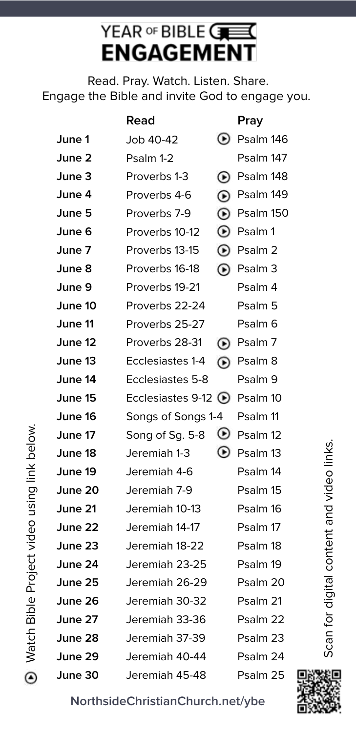# YEAR OF BIBLE ENGAGEMENT

Read. Pray. Watch. Listen. Share.
Engage the Bible and invite God to engage you.

| | Read | | Pray |
|---|---|---|---|
| **June 1** | Job 40-42 | ⊙ | Psalm 146 |
| **June 2** | Psalm 1-2 | | Psalm 147 |
| **June 3** | Proverbs 1-3 | ⊙ | Psalm 148 |
| **June 4** | Proverbs 4-6 | ⊙ | Psalm 149 |
| **June 5** | Proverbs 7-9 | ⊙ | Psalm 150 |
| **June 6** | Proverbs 10-12 | ⊙ | Psalm 1 |
| **June 7** | Proverbs 13-15 | ⊙ | Psalm 2 |
| **June 8** | Proverbs 16-18 | ⊙ | Psalm 3 |
| **June 9** | Proverbs 19-21 | | Psalm 4 |
| **June 10** | Proverbs 22-24 | | Psalm 5 |
| **June 11** | Proverbs 25-27 | | Psalm 6 |
| **June 12** | Proverbs 28-31 | ⊙ | Psalm 7 |
| **June 13** | Ecclesiastes 1-4 | ⊙ | Psalm 8 |
| **June 14** | Ecclesiastes 5-8 | | Psalm 9 |
| **June 15** | Ecclesiastes 9-12 | ⊙ | Psalm 10 |
| **June 16** | Songs of Songs 1-4 | | Psalm 11 |
| **June 17** | Song of Sg. 5-8 | ⊙ | Psalm 12 |
| **June 18** | Jeremiah 1-3 | ⊙ | Psalm 13 |
| **June 19** | Jeremiah 4-6 | | Psalm 14 |
| **June 20** | Jeremiah 7-9 | | Psalm 15 |
| **June 21** | Jeremiah 10-13 | | Psalm 16 |
| **June 22** | Jeremiah 14-17 | | Psalm 17 |
| **June 23** | Jeremiah 18-22 | | Psalm 18 |
| **June 24** | Jeremiah 23-25 | | Psalm 19 |
| **June 25** | Jeremiah 26-29 | | Psalm 20 |
| **June 26** | Jeremiah 30-32 | | Psalm 21 |
| **June 27** | Jeremiah 33-36 | | Psalm 22 |
| **June 28** | Jeremiah 37-39 | | Psalm 23 |
| **June 29** | Jeremiah 40-44 | | Psalm 24 |
| **June 30** | Jeremiah 45-48 | | Psalm 25 |

⊙ Watch Bible Project video using link below.

Scan for digital content and video links.

**NorthsideChristianChurch.net/ybe**